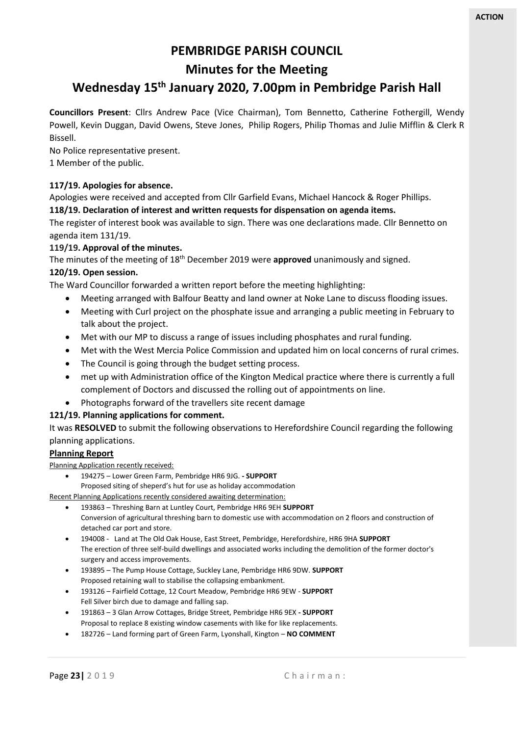**ACTION**

# PEMBRIDGE PARISH COUNCIL

# Minutes for the Meeting

## Wednesday 15th January 2020, 7.00pm in Pembridge Parish Hall

**Councillors Present**: Cllrs Andrew Pace (Vice Chairman), Tom Bennetto, Catherine Fothergill, Wendy Powell, Kevin Duggan, David Owens, Steve Jones, Philip Rogers, Philip Thomas and Julie Mifflin & Clerk R Bissell.

No Police representative present.

1 Member of the public.

**117/19. Apologies for absence.**

Apologies were received and accepted from Cllr Garfield Evans, Michael Hancock & Roger Phillips.

**118/19. Declaration of interest and written requests for dispensation on agenda items.**

The register of interest book was available to sign. There was one declarations made. Cllr Bennetto on agenda item 131/19.

**119/19. Approval of the minutes.**

The minutes of the meeting of 18th December 2019 were **approved** unanimously and signed.

**120/19. Open session.**

The Ward Councillor forwarded a written report before the meeting highlighting:

- Meeting arranged with Balfour Beatty and land owner at Noke Lane to discuss flooding issues.
- Meeting with Curl project on the phosphate issue and arranging a public meeting in February to talk about the project.
- Met with our MP to discuss a range of issues including phosphates and rural funding.
- Met with the West Mercia Police Commission and updated him on local concerns of rural crimes.
- The Council is going through the budget setting process.
- met up with Administration office of the Kington Medical practice where there is currently a full complement of Doctors and discussed the rolling out of appointments on line.
- Photographs forward of the travellers site recent damage

**121/19. Planning applications for comment.**

It was **RESOLVED** to submit the following observations to Herefordshire Council regarding the following planning applications.

**Planning Report**

Planning Application recently received:

- 194275 – Lower Green Farm, Pembridge HR6 9JG. **- SUPPORT**
  Proposed siting of sheperd's hut for use as holiday accommodation

Recent Planning Applications recently considered awaiting determination:

- 193863 – Threshing Barn at Luntley Court, Pembridge HR6 9EH **SUPPORT**
  Conversion of agricultural threshing barn to domestic use with accommodation on 2 floors and construction of detached car port and store.
- 194008 - Land at The Old Oak House, East Street, Pembridge, Herefordshire, HR6 9HA **SUPPORT**
  The erection of three self-build dwellings and associated works including the demolition of the former doctor's surgery and access improvements.
- 193895 – The Pump House Cottage, Suckley Lane, Pembridge HR6 9DW. **SUPPORT**
  Proposed retaining wall to stabilise the collapsing embankment.
- 193126 – Fairfield Cottage, 12 Court Meadow, Pembridge HR6 9EW - **SUPPORT**
  Fell Silver birch due to damage and falling sap.
- 191863 – 3 Glan Arrow Cottages, Bridge Street, Pembridge HR6 9EX **- SUPPORT**
  Proposal to replace 8 existing window casements with like for like replacements.
- 182726 – Land forming part of Green Farm, Lyonshall, Kington – **NO COMMENT**

Chairman: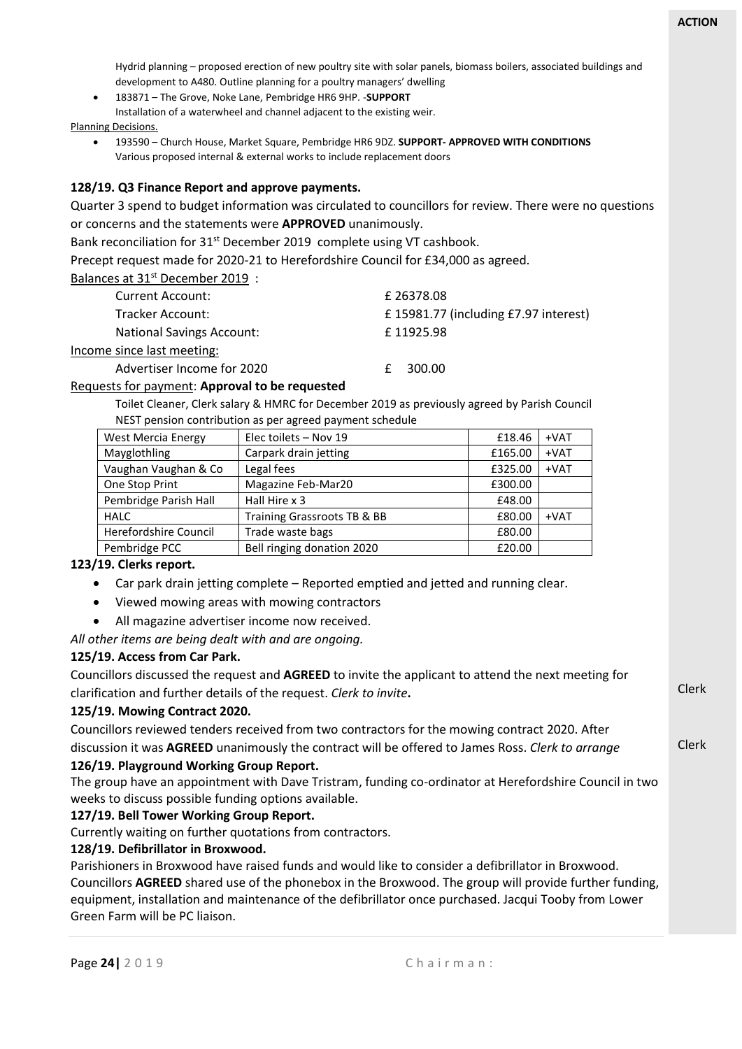Hydrid planning – proposed erection of new poultry site with solar panels, biomass boilers, associated buildings and development to A480. Outline planning for a poultry managers' dwelling

- 183871 – The Grove, Noke Lane, Pembridge HR6 9HP. -**SUPPORT**
  Installation of a waterwheel and channel adjacent to the existing weir.

Planning Decisions.

- 193590 – Church House, Market Square, Pembridge HR6 9DZ. **SUPPORT- APPROVED WITH CONDITIONS**
  Various proposed internal & external works to include replacement doors

**128/19. Q3 Finance Report and approve payments.**

Quarter 3 spend to budget information was circulated to councillors for review. There were no questions or concerns and the statements were **APPROVED** unanimously.

Bank reconciliation for 31st December 2019 complete using VT cashbook.

Precept request made for 2020-21 to Herefordshire Council for £34,000 as agreed.

Balances at 31st December 2019 :

| | |
|---|---|
| Current Account: | £ 26378.08 |
| Tracker Account: | £ 15981.77 (including £7.97 interest) |
| National Savings Account: | £ 11925.98 |

Income since last meeting:

| | |
|---|---|
| Advertiser Income for 2020 | £ 300.00 |

Requests for payment: **Approval to be requested**

Toilet Cleaner, Clerk salary & HMRC for December 2019 as previously agreed by Parish Council
NEST pension contribution as per agreed payment schedule

| | | | |
|---|---|---|---|
| West Mercia Energy | Elec toilets – Nov 19 | £18.46 | +VAT |
| Mayglothling | Carpark drain jetting | £165.00 | +VAT |
| Vaughan Vaughan & Co | Legal fees | £325.00 | +VAT |
| One Stop Print | Magazine Feb-Mar20 | £300.00 | |
| Pembridge Parish Hall | Hall Hire x 3 | £48.00 | |
| HALC | Training Grassroots TB & BB | £80.00 | +VAT |
| Herefordshire Council | Trade waste bags | £80.00 | |
| Pembridge PCC | Bell ringing donation 2020 | £20.00 | |

**123/19. Clerks report.**

- Car park drain jetting complete – Reported emptied and jetted and running clear.
- Viewed mowing areas with mowing contractors
- All magazine advertiser income now received.

*All other items are being dealt with and are ongoing.*

**125/19. Access from Car Park.**

Councillors discussed the request and **AGREED** to invite the applicant to attend the next meeting for clarification and further details of the request. *Clerk to invite***.** — **ACTION: Clerk**

**125/19. Mowing Contract 2020.**

Councillors reviewed tenders received from two contractors for the mowing contract 2020. After discussion it was **AGREED** unanimously the contract will be offered to James Ross. *Clerk to arrange* — **ACTION: Clerk**

**126/19. Playground Working Group Report.**

The group have an appointment with Dave Tristram, funding co-ordinator at Herefordshire Council in two weeks to discuss possible funding options available.

**127/19. Bell Tower Working Group Report.**

Currently waiting on further quotations from contractors.

**128/19. Defibrillator in Broxwood.**

Parishioners in Broxwood have raised funds and would like to consider a defibrillator in Broxwood. Councillors **AGREED** shared use of the phonebox in the Broxwood. The group will provide further funding, equipment, installation and maintenance of the defibrillator once purchased. Jacqui Tooby from Lower Green Farm will be PC liaison.

Chairman: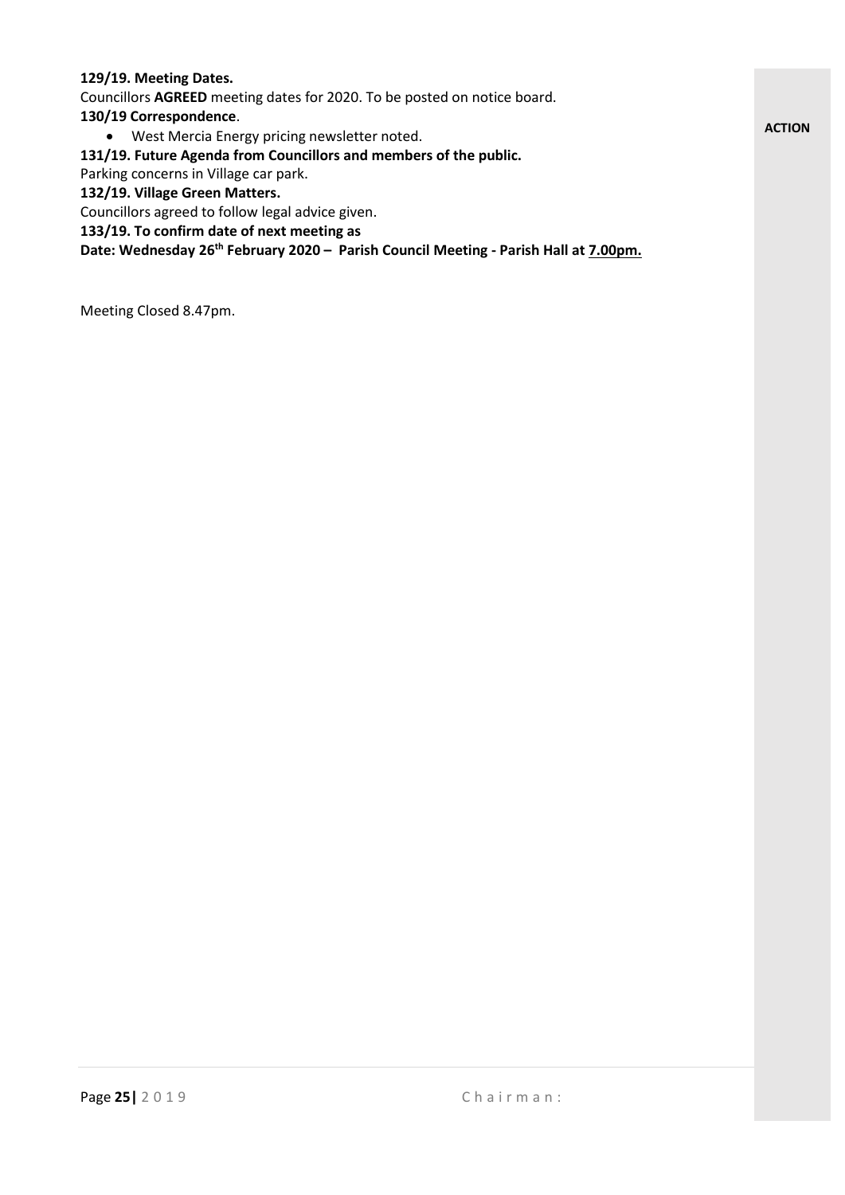**129/19. Meeting Dates.**

Councillors **AGREED** meeting dates for 2020. To be posted on notice board.

**130/19 Correspondence**.

- West Mercia Energy pricing newsletter noted.

**ACTION**

**131/19. Future Agenda from Councillors and members of the public.**

Parking concerns in Village car park.

**132/19. Village Green Matters.**

Councillors agreed to follow legal advice given.

**133/19. To confirm date of next meeting as**

**Date: Wednesday 26th February 2020 – Parish Council Meeting - Parish Hall at 7.00pm.**

Meeting Closed 8.47pm.

Chairman: